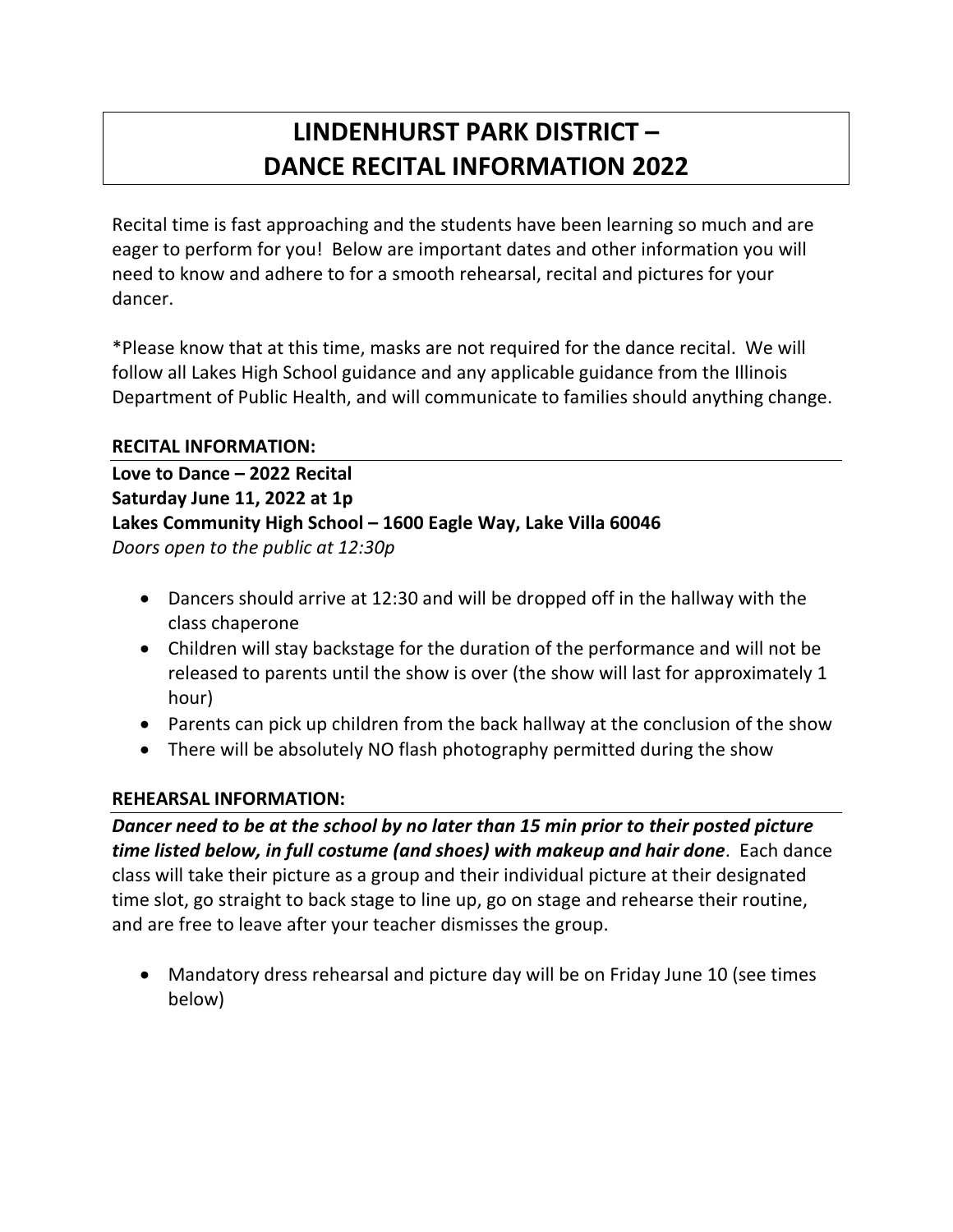# LINDENHURST PARK DISTRICT – DANCE RECITAL INFORMATION 2022

Recital time is fast approaching and the students have been learning so much and are eager to perform for you! Below are important dates and other information you will need to know and adhere to for a smooth rehearsal, recital and pictures for your dancer.

*Please know that at this time, masks are not required for the dance recital. We will follow all Lakes High School guidance and any applicable guidance from the Illinois Department of Public Health, and will communicate to families should anything change.

## RECITAL INFORMATION:

**Love to Dance – 2022 Recital**
**Saturday June 11, 2022 at 1p**
**Lakes Community High School – 1600 Eagle Way, Lake Villa 60046**
*Doors open to the public at 12:30p*

- Dancers should arrive at 12:30 and will be dropped off in the hallway with the class chaperone
- Children will stay backstage for the duration of the performance and will not be released to parents until the show is over (the show will last for approximately 1 hour)
- Parents can pick up children from the back hallway at the conclusion of the show
- There will be absolutely NO flash photography permitted during the show

## REHEARSAL INFORMATION:

***Dancer need to be at the school by no later than 15 min prior to their posted picture time listed below, in full costume (and shoes) with makeup and hair done***. Each dance class will take their picture as a group and their individual picture at their designated time slot, go straight to back stage to line up, go on stage and rehearse their routine, and are free to leave after your teacher dismisses the group.

- Mandatory dress rehearsal and picture day will be on Friday June 10 (see times below)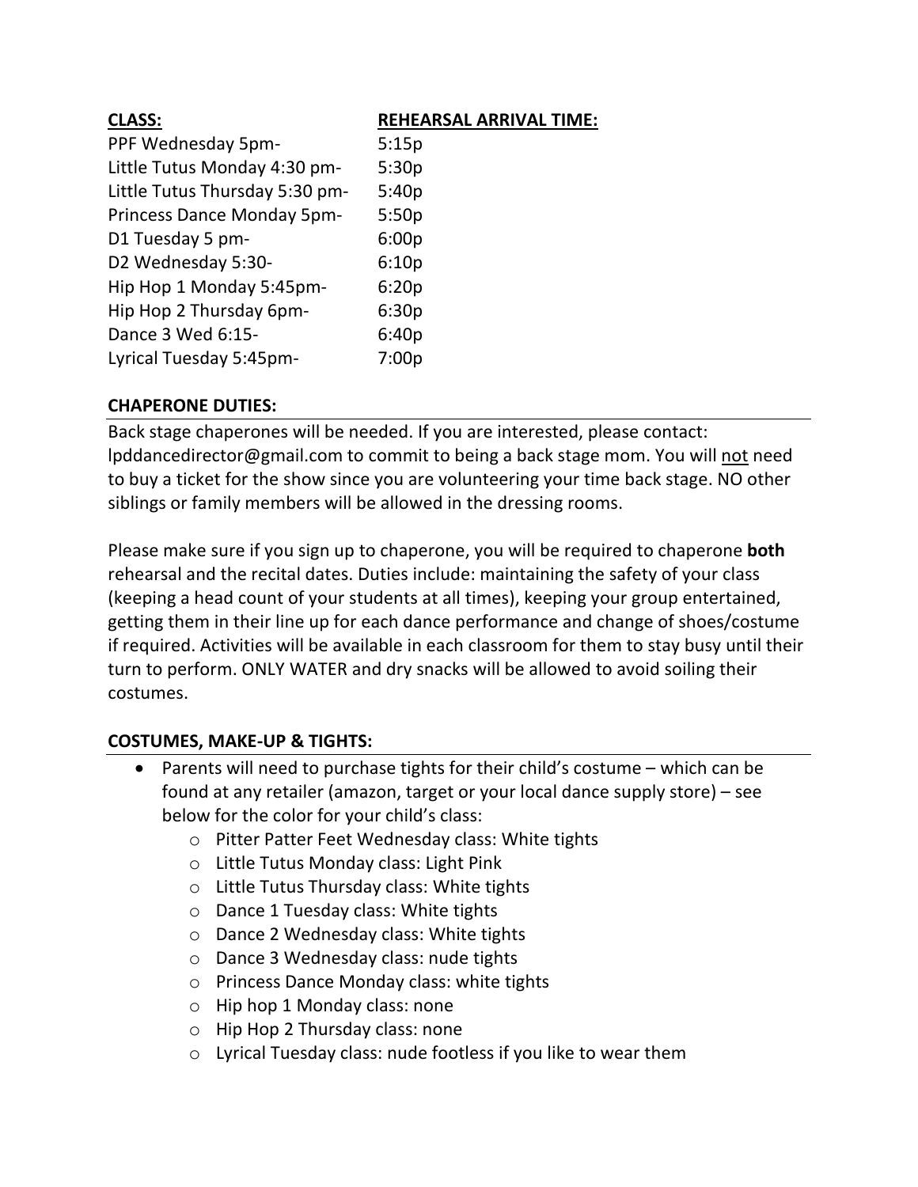| **CLASS:** | **REHEARSAL ARRIVAL TIME:** |
|---|---|
| PPF Wednesday 5pm- | 5:15p |
| Little Tutus Monday 4:30 pm- | 5:30p |
| Little Tutus Thursday 5:30 pm- | 5:40p |
| Princess Dance Monday 5pm- | 5:50p |
| D1 Tuesday 5 pm- | 6:00p |
| D2 Wednesday 5:30- | 6:10p |
| Hip Hop 1 Monday 5:45pm- | 6:20p |
| Hip Hop 2 Thursday 6pm- | 6:30p |
| Dance 3 Wed 6:15- | 6:40p |
| Lyrical Tuesday 5:45pm- | 7:00p |

## CHAPERONE DUTIES:

Back stage chaperones will be needed. If you are interested, please contact: lpddancedirector@gmail.com to commit to being a back stage mom. You will not need to buy a ticket for the show since you are volunteering your time back stage. NO other siblings or family members will be allowed in the dressing rooms.

Please make sure if you sign up to chaperone, you will be required to chaperone **both** rehearsal and the recital dates. Duties include: maintaining the safety of your class (keeping a head count of your students at all times), keeping your group entertained, getting them in their line up for each dance performance and change of shoes/costume if required. Activities will be available in each classroom for them to stay busy until their turn to perform. ONLY WATER and dry snacks will be allowed to avoid soiling their costumes.

## COSTUMES, MAKE-UP & TIGHTS:

- Parents will need to purchase tights for their child's costume – which can be found at any retailer (amazon, target or your local dance supply store) – see below for the color for your child's class:
  - Pitter Patter Feet Wednesday class: White tights
  - Little Tutus Monday class: Light Pink
  - Little Tutus Thursday class: White tights
  - Dance 1 Tuesday class: White tights
  - Dance 2 Wednesday class: White tights
  - Dance 3 Wednesday class: nude tights
  - Princess Dance Monday class: white tights
  - Hip hop 1 Monday class: none
  - Hip Hop 2 Thursday class: none
  - Lyrical Tuesday class: nude footless if you like to wear them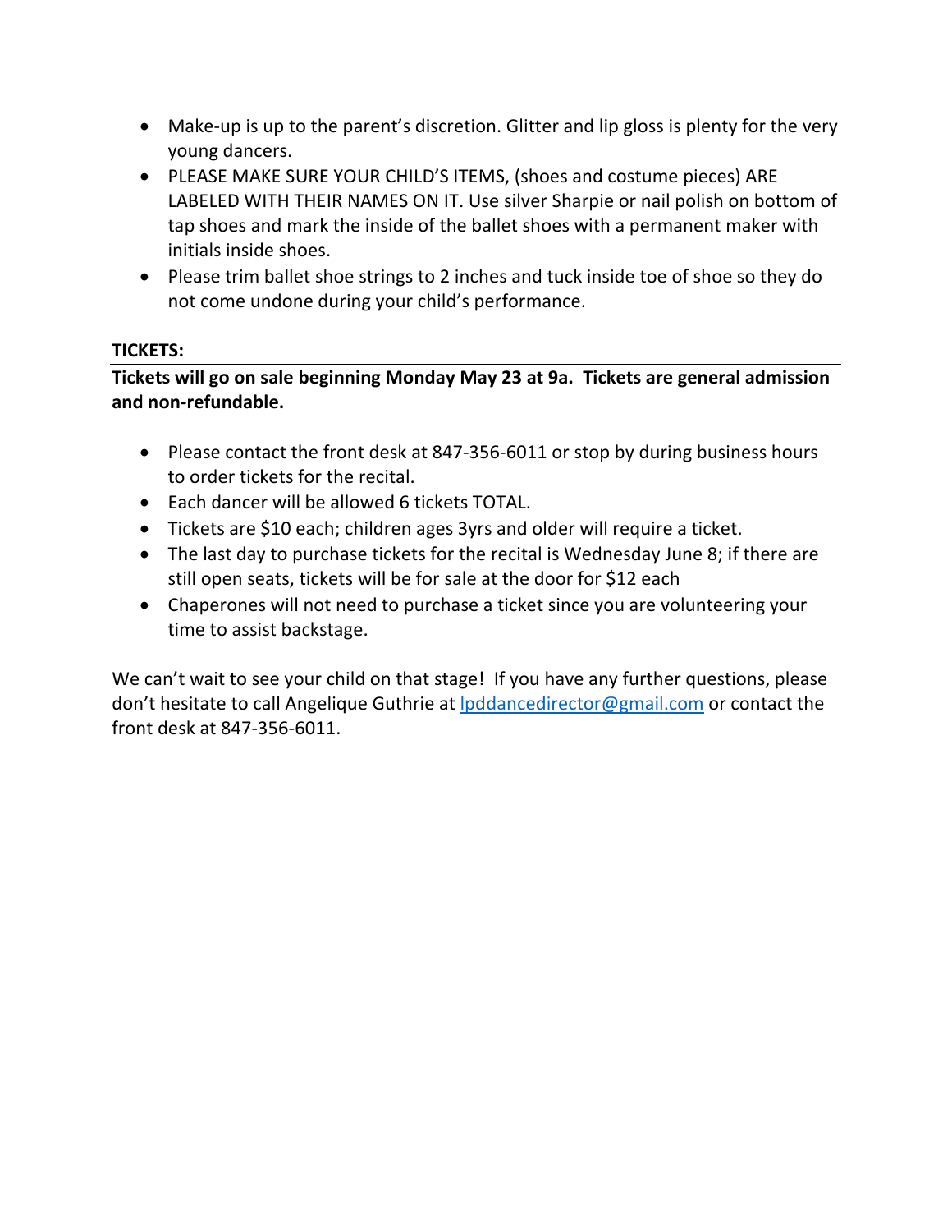- Make-up is up to the parent's discretion. Glitter and lip gloss is plenty for the very young dancers.
- PLEASE MAKE SURE YOUR CHILD'S ITEMS, (shoes and costume pieces) ARE LABELED WITH THEIR NAMES ON IT. Use silver Sharpie or nail polish on bottom of tap shoes and mark the inside of the ballet shoes with a permanent maker with initials inside shoes.
- Please trim ballet shoe strings to 2 inches and tuck inside toe of shoe so they do not come undone during your child's performance.

**TICKETS:**

**Tickets will go on sale beginning Monday May 23 at 9a. Tickets are general admission and non-refundable.**

- Please contact the front desk at 847-356-6011 or stop by during business hours to order tickets for the recital.
- Each dancer will be allowed 6 tickets TOTAL.
- Tickets are $10 each; children ages 3yrs and older will require a ticket.
- The last day to purchase tickets for the recital is Wednesday June 8; if there are still open seats, tickets will be for sale at the door for $12 each
- Chaperones will not need to purchase a ticket since you are volunteering your time to assist backstage.

We can't wait to see your child on that stage! If you have any further questions, please don't hesitate to call Angelique Guthrie at lpddancedirector@gmail.com or contact the front desk at 847-356-6011.